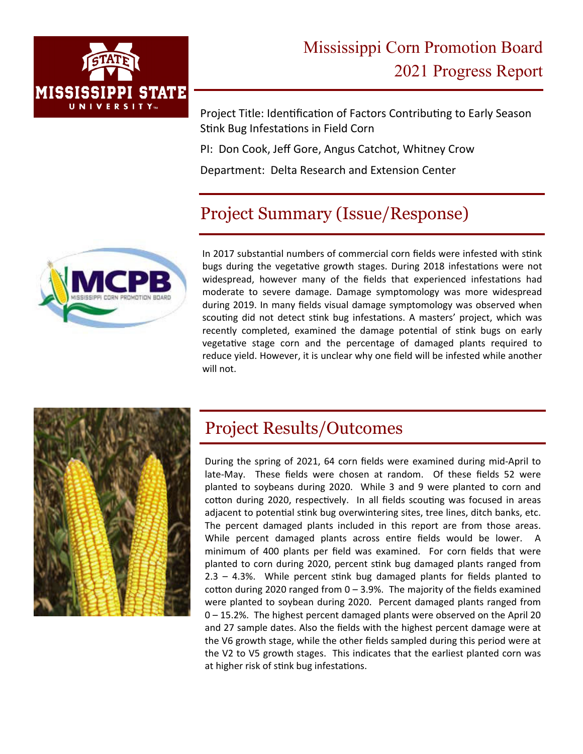# Mississippi Corn Promotion Board
# 2021 Progress Report

Project Title: Identification of Factors Contributing to Early Season Stink Bug Infestations in Field Corn

PI: Don Cook, Jeff Gore, Angus Catchot, Whitney Crow

Department: Delta Research and Extension Center

## Project Summary (Issue/Response)

In 2017 substantial numbers of commercial corn fields were infested with stink bugs during the vegetative growth stages. During 2018 infestations were not widespread, however many of the fields that experienced infestations had moderate to severe damage. Damage symptomology was more widespread during 2019. In many fields visual damage symptomology was observed when scouting did not detect stink bug infestations. A masters' project, which was recently completed, examined the damage potential of stink bugs on early vegetative stage corn and the percentage of damaged plants required to reduce yield. However, it is unclear why one field will be infested while another will not.

## Project Results/Outcomes

During the spring of 2021, 64 corn fields were examined during mid-April to late-May. These fields were chosen at random. Of these fields 52 were planted to soybeans during 2020. While 3 and 9 were planted to corn and cotton during 2020, respectively. In all fields scouting was focused in areas adjacent to potential stink bug overwintering sites, tree lines, ditch banks, etc. The percent damaged plants included in this report are from those areas. While percent damaged plants across entire fields would be lower. A minimum of 400 plants per field was examined. For corn fields that were planted to corn during 2020, percent stink bug damaged plants ranged from 2.3 – 4.3%. While percent stink bug damaged plants for fields planted to cotton during 2020 ranged from 0 – 3.9%. The majority of the fields examined were planted to soybean during 2020. Percent damaged plants ranged from 0 – 15.2%. The highest percent damaged plants were observed on the April 20 and 27 sample dates. Also the fields with the highest percent damage were at the V6 growth stage, while the other fields sampled during this period were at the V2 to V5 growth stages. This indicates that the earliest planted corn was at higher risk of stink bug infestations.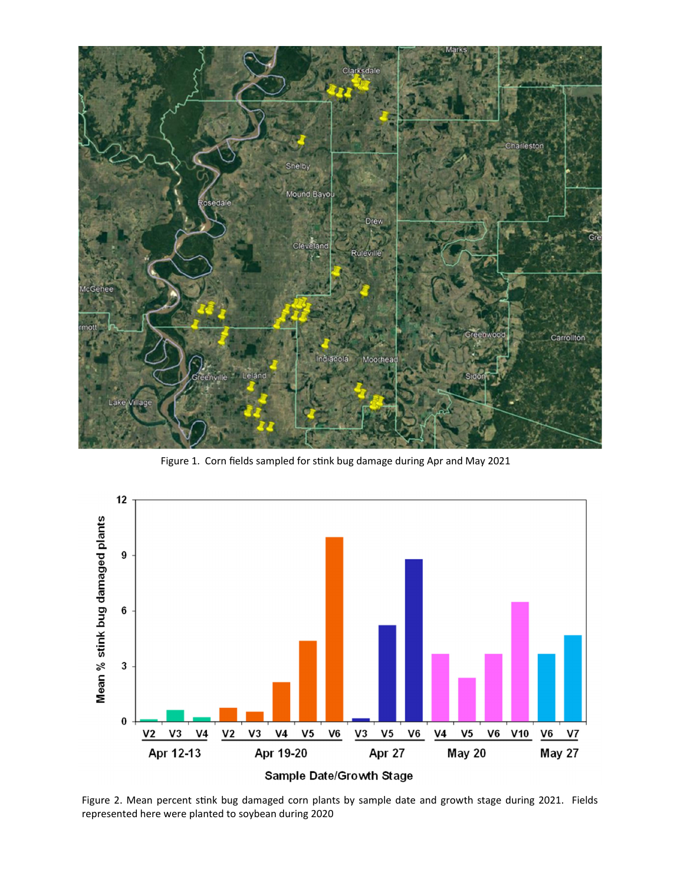Figure 1. Corn fields sampled for stink bug damage during Apr and May 2021

Figure 2. Mean percent stink bug damaged corn plants by sample date and growth stage during 2021. Fields represented here were planted to soybean during 2020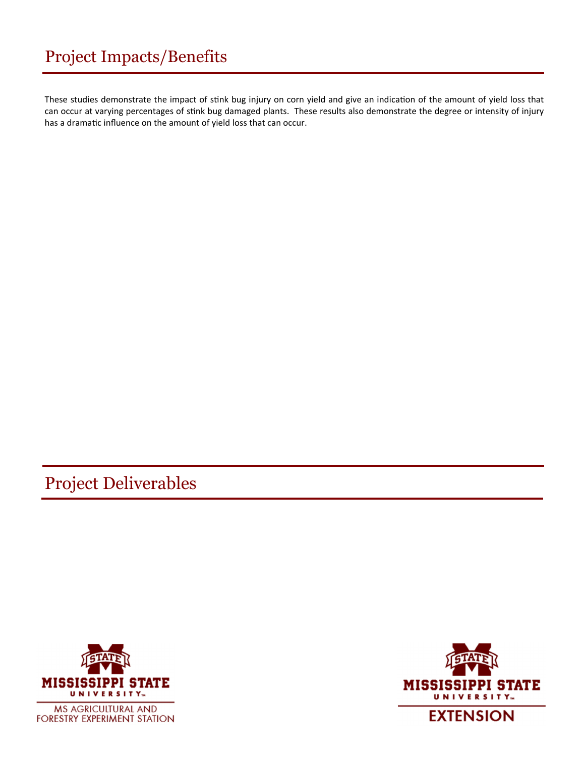## Project Impacts/Benefits

These studies demonstrate the impact of stink bug injury on corn yield and give an indication of the amount of yield loss that can occur at varying percentages of stink bug damaged plants. These results also demonstrate the degree or intensity of injury has a dramatic influence on the amount of yield loss that can occur.

## Project Deliverables

MISSISSIPPI STATE UNIVERSITY
MS AGRICULTURAL AND FORESTRY EXPERIMENT STATION

MISSISSIPPI STATE UNIVERSITY
EXTENSION